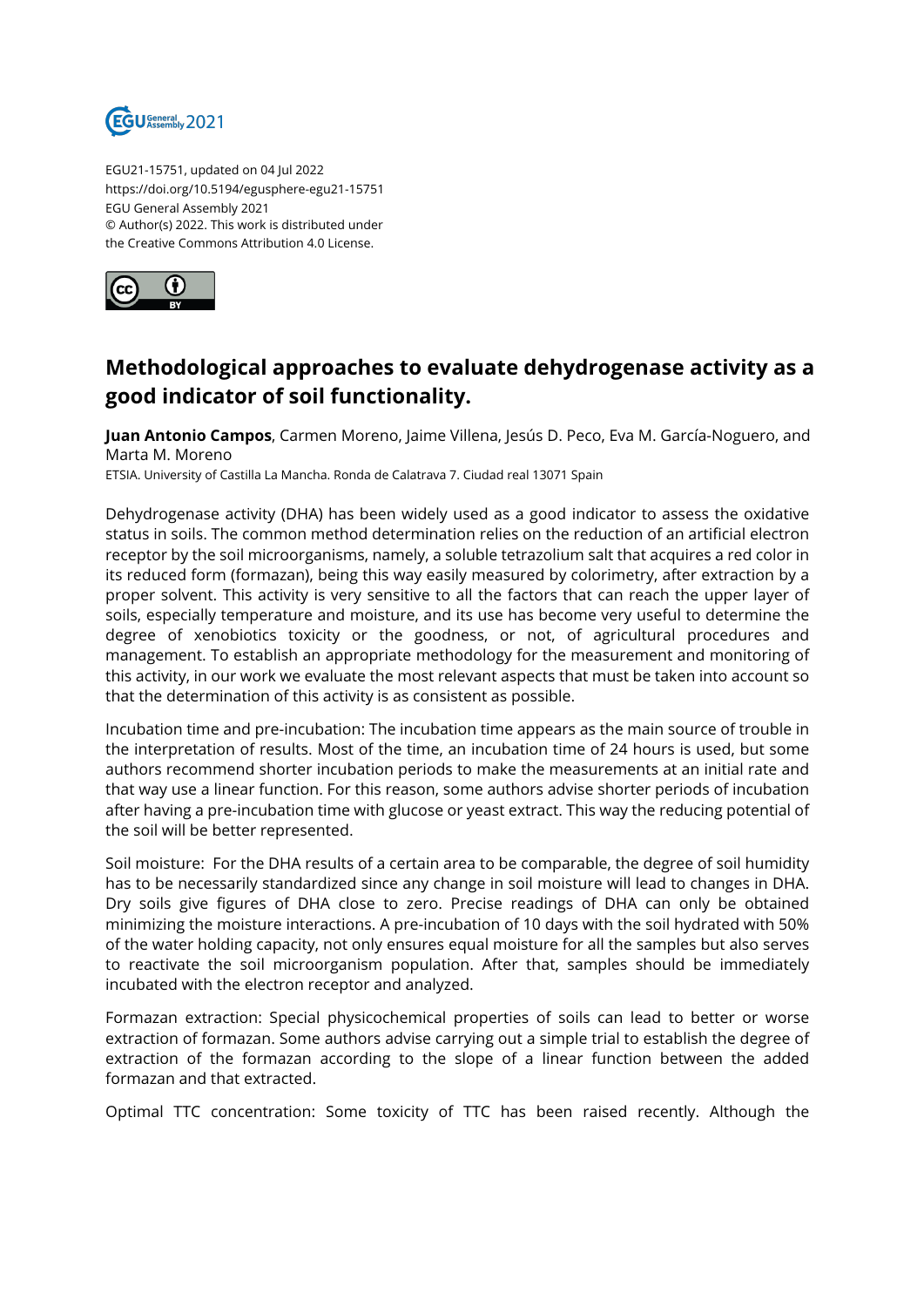EGU21-15751, updated on 04 Jul 2022
https://doi.org/10.5194/egusphere-egu21-15751
EGU General Assembly 2021
© Author(s) 2022. This work is distributed under
the Creative Commons Attribution 4.0 License.

# Methodological approaches to evaluate dehydrogenase activity as a good indicator of soil functionality.

**Juan Antonio Campos**, Carmen Moreno, Jaime Villena, Jesús D. Peco, Eva M. García-Noguero, and Marta M. Moreno

ETSIA. University of Castilla La Mancha. Ronda de Calatrava 7. Ciudad real 13071 Spain

Dehydrogenase activity (DHA) has been widely used as a good indicator to assess the oxidative status in soils. The common method determination relies on the reduction of an artificial electron receptor by the soil microorganisms, namely, a soluble tetrazolium salt that acquires a red color in its reduced form (formazan), being this way easily measured by colorimetry, after extraction by a proper solvent. This activity is very sensitive to all the factors that can reach the upper layer of soils, especially temperature and moisture, and its use has become very useful to determine the degree of xenobiotics toxicity or the goodness, or not, of agricultural procedures and management. To establish an appropriate methodology for the measurement and monitoring of this activity, in our work we evaluate the most relevant aspects that must be taken into account so that the determination of this activity is as consistent as possible.

Incubation time and pre-incubation: The incubation time appears as the main source of trouble in the interpretation of results. Most of the time, an incubation time of 24 hours is used, but some authors recommend shorter incubation periods to make the measurements at an initial rate and that way use a linear function. For this reason, some authors advise shorter periods of incubation after having a pre-incubation time with glucose or yeast extract. This way the reducing potential of the soil will be better represented.

Soil moisture: For the DHA results of a certain area to be comparable, the degree of soil humidity has to be necessarily standardized since any change in soil moisture will lead to changes in DHA. Dry soils give figures of DHA close to zero. Precise readings of DHA can only be obtained minimizing the moisture interactions. A pre-incubation of 10 days with the soil hydrated with 50% of the water holding capacity, not only ensures equal moisture for all the samples but also serves to reactivate the soil microorganism population. After that, samples should be immediately incubated with the electron receptor and analyzed.

Formazan extraction: Special physicochemical properties of soils can lead to better or worse extraction of formazan. Some authors advise carrying out a simple trial to establish the degree of extraction of the formazan according to the slope of a linear function between the added formazan and that extracted.

Optimal TTC concentration: Some toxicity of TTC has been raised recently. Although the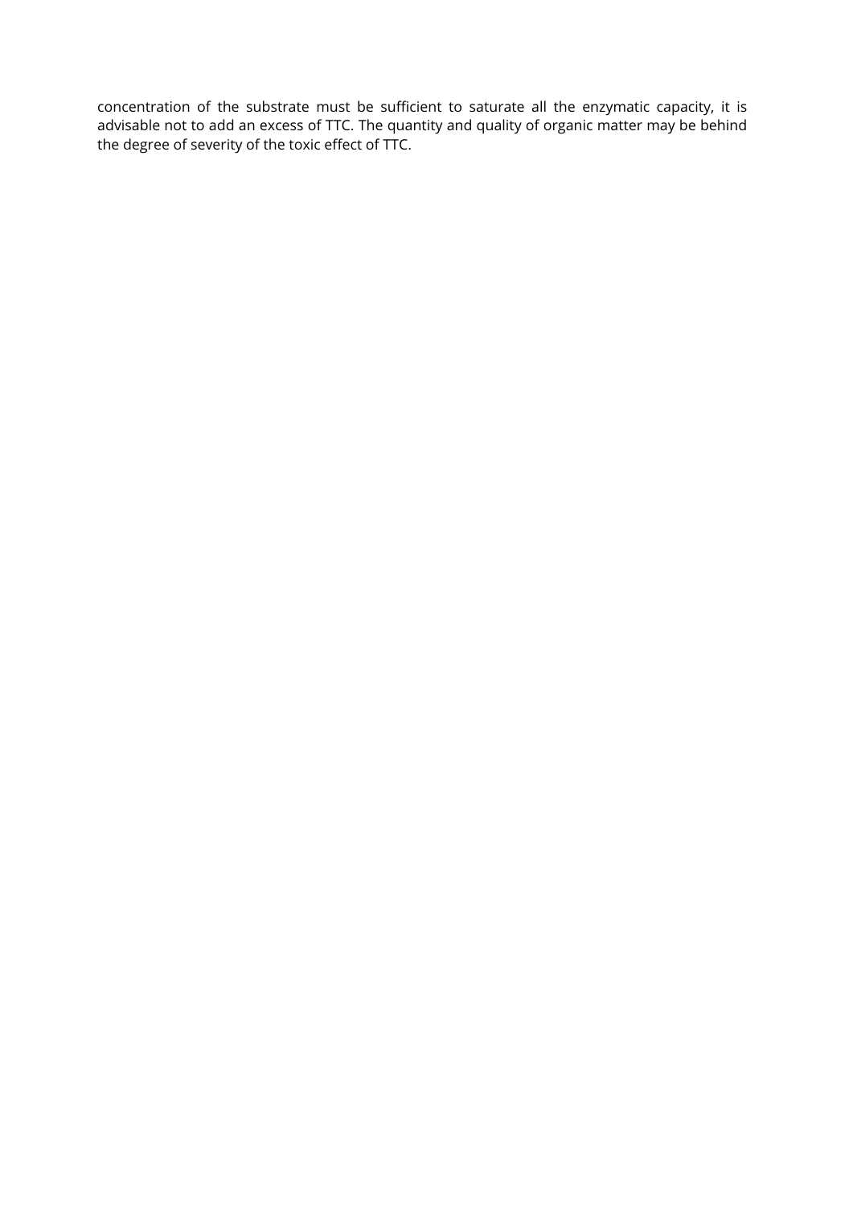concentration of the substrate must be sufficient to saturate all the enzymatic capacity, it is advisable not to add an excess of TTC. The quantity and quality of organic matter may be behind the degree of severity of the toxic effect of TTC.